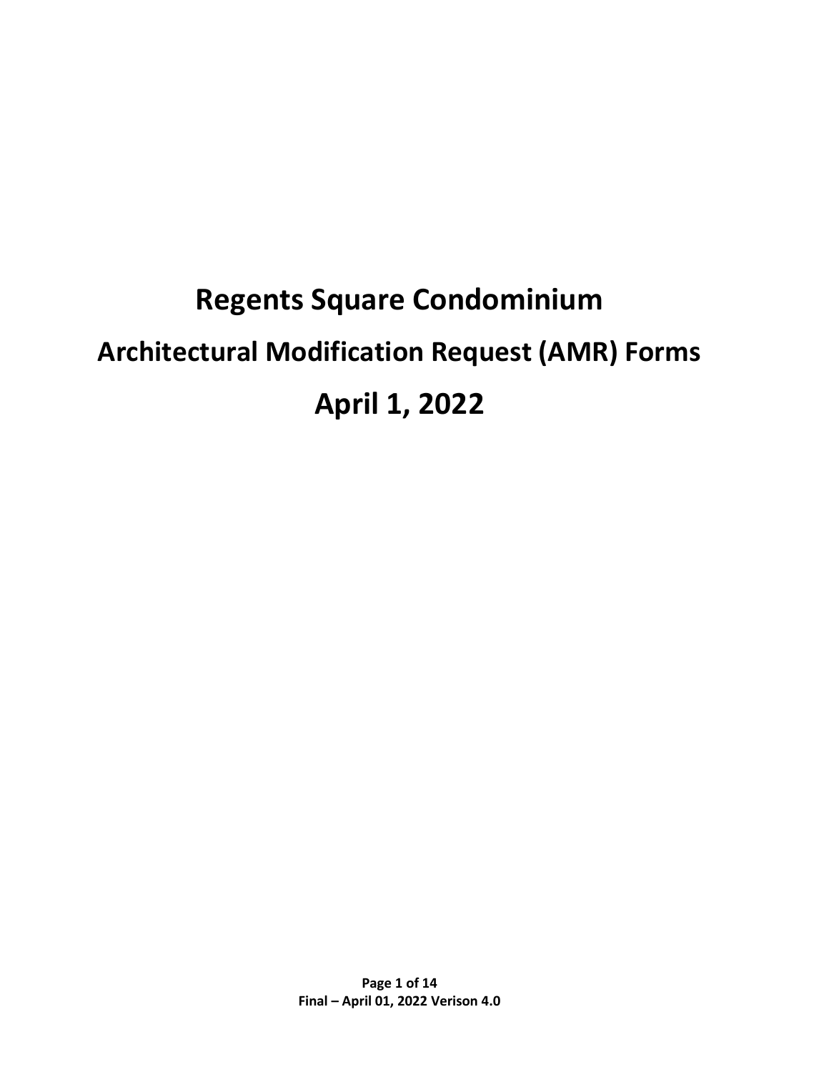# Regents Square Condominium

## Architectural Modification Request (AMR) Forms

## April 1, 2022

Final – April 01, 2022 Verison 4.0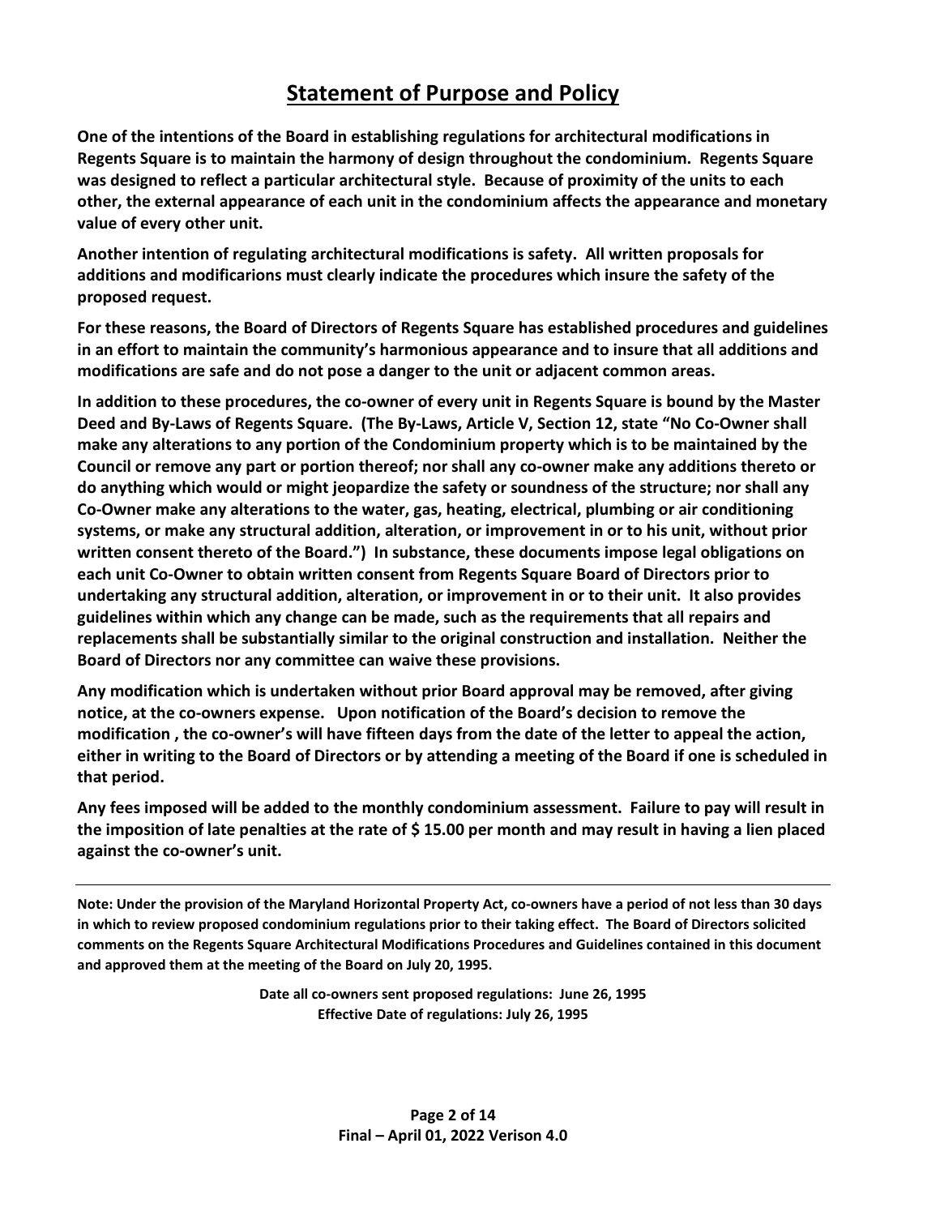# Statement of Purpose and Policy

**One of the intentions of the Board in establishing regulations for architectural modifications in Regents Square is to maintain the harmony of design throughout the condominium. Regents Square was designed to reflect a particular architectural style. Because of proximity of the units to each other, the external appearance of each unit in the condominium affects the appearance and monetary value of every other unit.**

**Another intention of regulating architectural modifications is safety. All written proposals for additions and modificarions must clearly indicate the procedures which insure the safety of the proposed request.**

**For these reasons, the Board of Directors of Regents Square has established procedures and guidelines in an effort to maintain the community's harmonious appearance and to insure that all additions and modifications are safe and do not pose a danger to the unit or adjacent common areas.**

**In addition to these procedures, the co-owner of every unit in Regents Square is bound by the Master Deed and By-Laws of Regents Square. (The By-Laws, Article V, Section 12, state "No Co-Owner shall make any alterations to any portion of the Condominium property which is to be maintained by the Council or remove any part or portion thereof; nor shall any co-owner make any additions thereto or do anything which would or might jeopardize the safety or soundness of the structure; nor shall any Co-Owner make any alterations to the water, gas, heating, electrical, plumbing or air conditioning systems, or make any structural addition, alteration, or improvement in or to his unit, without prior written consent thereto of the Board.") In substance, these documents impose legal obligations on each unit Co-Owner to obtain written consent from Regents Square Board of Directors prior to undertaking any structural addition, alteration, or improvement in or to their unit. It also provides guidelines within which any change can be made, such as the requirements that all repairs and replacements shall be substantially similar to the original construction and installation. Neither the Board of Directors nor any committee can waive these provisions.**

**Any modification which is undertaken without prior Board approval may be removed, after giving notice, at the co-owners expense. Upon notification of the Board's decision to remove the modification , the co-owner's will have fifteen days from the date of the letter to appeal the action, either in writing to the Board of Directors or by attending a meeting of the Board if one is scheduled in that period.**

**Any fees imposed will be added to the monthly condominium assessment. Failure to pay will result in the imposition of late penalties at the rate of $ 15.00 per month and may result in having a lien placed against the co-owner's unit.**

---

**Note: Under the provision of the Maryland Horizontal Property Act, co-owners have a period of not less than 30 days in which to review proposed condominium regulations prior to their taking effect. The Board of Directors solicited comments on the Regents Square Architectural Modifications Procedures and Guidelines contained in this document and approved them at the meeting of the Board on July 20, 1995.**

**Date all co-owners sent proposed regulations: June 26, 1995**
**Effective Date of regulations: July 26, 1995**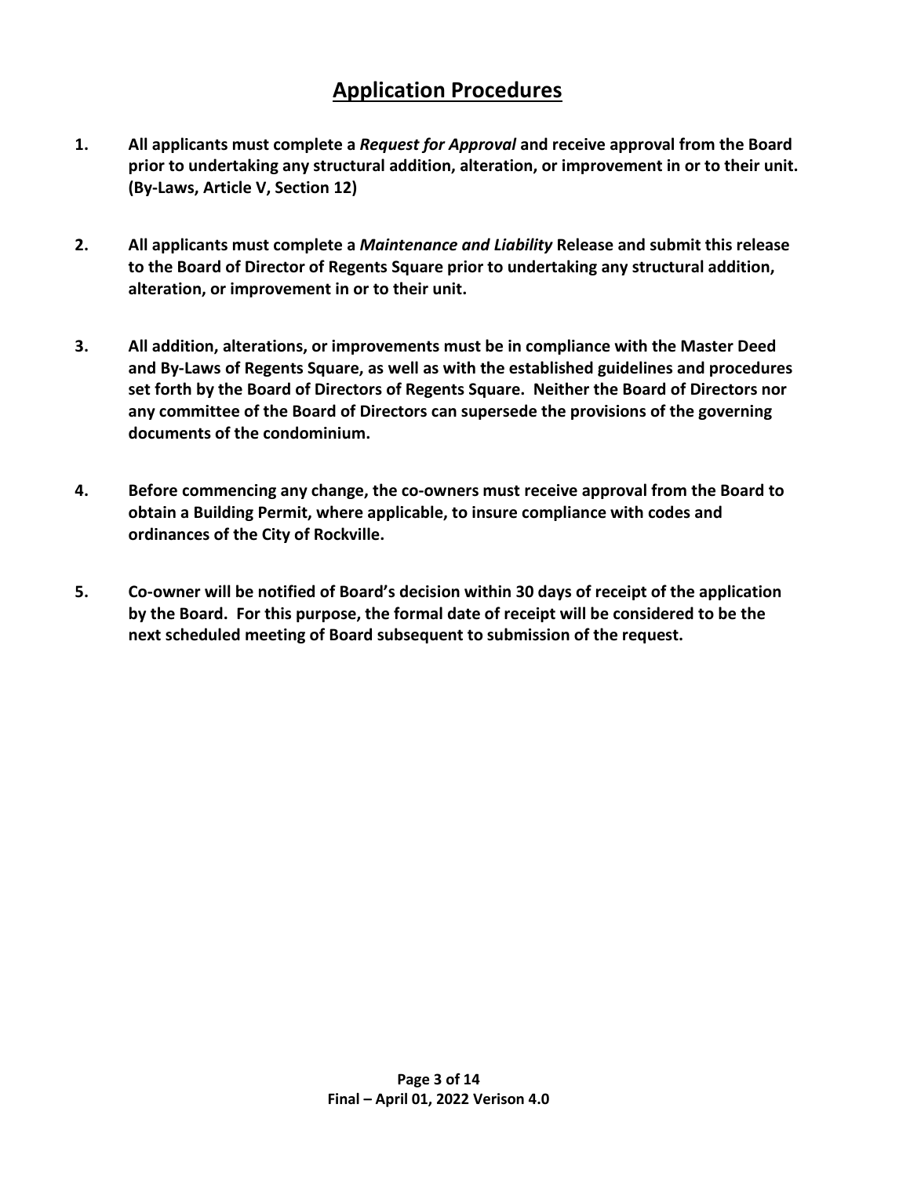## Application Procedures

1. **All applicants must complete a *Request for Approval* and receive approval from the Board prior to undertaking any structural addition, alteration, or improvement in or to their unit. (By-Laws, Article V, Section 12)**

2. **All applicants must complete a *Maintenance and Liability* Release and submit this release to the Board of Director of Regents Square prior to undertaking any structural addition, alteration, or improvement in or to their unit.**

3. **All addition, alterations, or improvements must be in compliance with the Master Deed and By-Laws of Regents Square, as well as with the established guidelines and procedures set forth by the Board of Directors of Regents Square. Neither the Board of Directors nor any committee of the Board of Directors can supersede the provisions of the governing documents of the condominium.**

4. **Before commencing any change, the co-owners must receive approval from the Board to obtain a Building Permit, where applicable, to insure compliance with codes and ordinances of the City of Rockville.**

5. **Co-owner will be notified of Board's decision within 30 days of receipt of the application by the Board. For this purpose, the formal date of receipt will be considered to be the next scheduled meeting of Board subsequent to submission of the request.**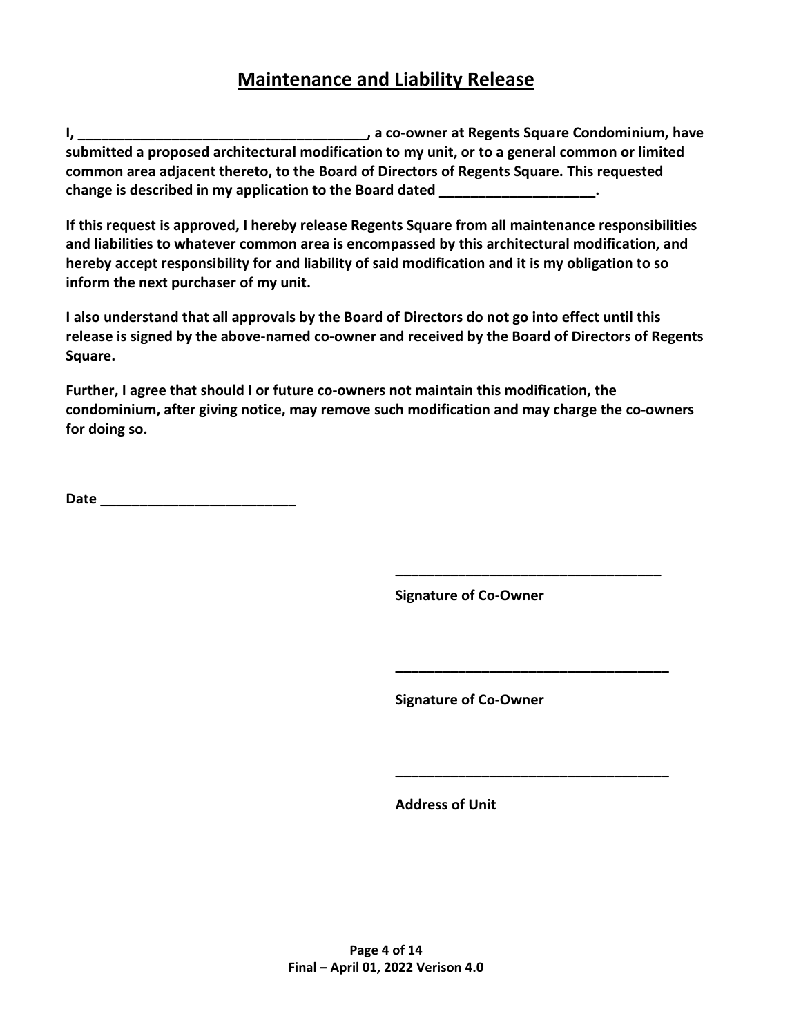# Maintenance and Liability Release

**I, ______________________________________, a co-owner at Regents Square Condominium, have submitted a proposed architectural modification to my unit, or to a general common or limited common area adjacent thereto, to the Board of Directors of Regents Square. This requested change is described in my application to the Board dated ____________________.**

**If this request is approved, I hereby release Regents Square from all maintenance responsibilities and liabilities to whatever common area is encompassed by this architectural modification, and hereby accept responsibility for and liability of said modification and it is my obligation to so inform the next purchaser of my unit.**

**I also understand that all approvals by the Board of Directors do not go into effect until this release is signed by the above-named co-owner and received by the Board of Directors of Regents Square.**

**Further, I agree that should I or future co-owners not maintain this modification, the condominium, after giving notice, may remove such modification and may charge the co-owners for doing so.**

**Date _________________________**

___________________________________

**Signature of Co-Owner**

___________________________________

**Signature of Co-Owner**

___________________________________

**Address of Unit**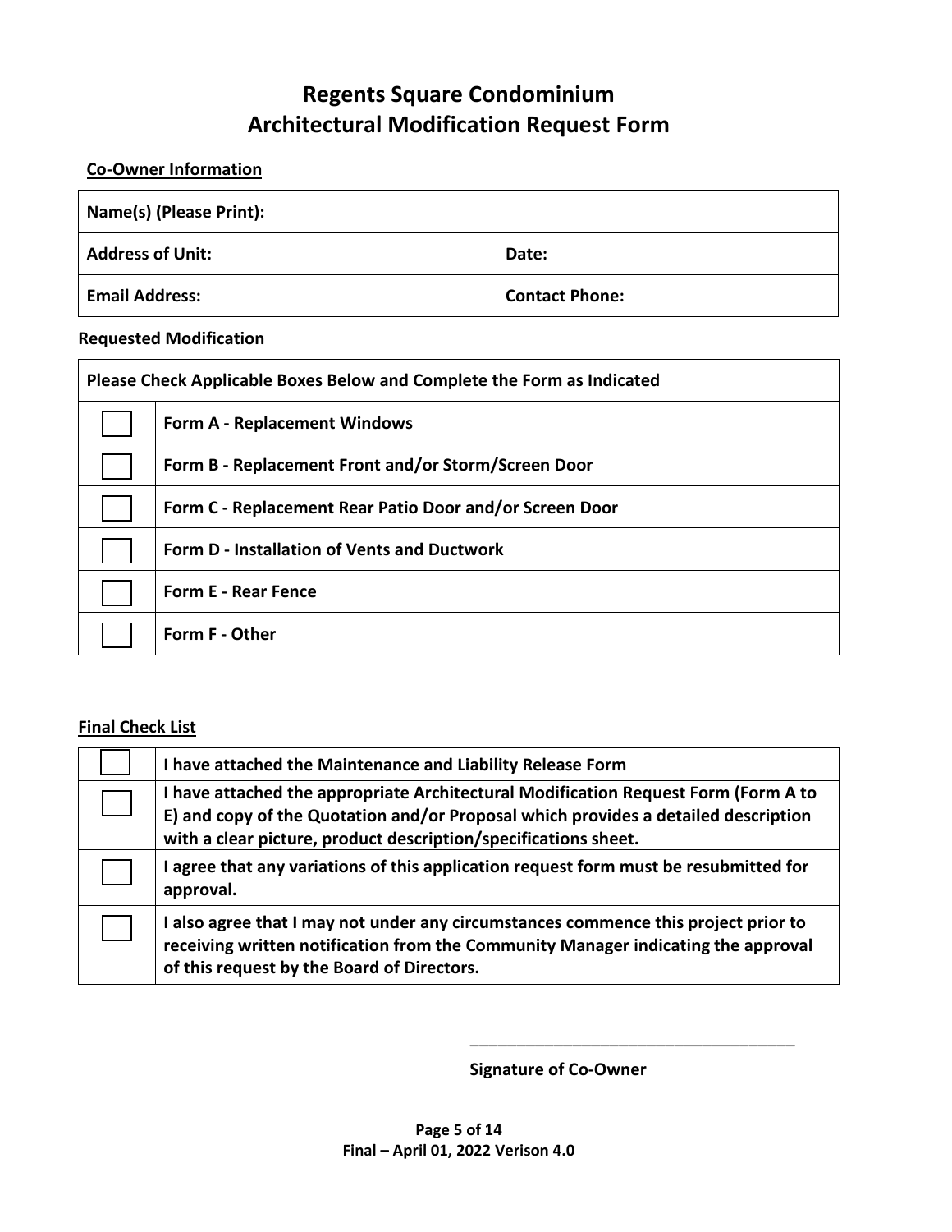# Regents Square Condominium
# Architectural Modification Request Form

**Co-Owner Information**

| Name(s) (Please Print): | |
|---|---|
| **Address of Unit:** | **Date:** |
| **Email Address:** | **Contact Phone:** |

**Requested Modification**

| Please Check Applicable Boxes Below and Complete the Form as Indicated | |
|---|---|
| ☐ | **Form A - Replacement Windows** |
| ☐ | **Form B - Replacement Front and/or Storm/Screen Door** |
| ☐ | **Form C - Replacement Rear Patio Door and/or Screen Door** |
| ☐ | **Form D - Installation of Vents and Ductwork** |
| ☐ | **Form E - Rear Fence** |
| ☐ | **Form F - Other** |

**Final Check List**

| | |
|---|---|
| ☐ | **I have attached the Maintenance and Liability Release Form** |
| ☐ | **I have attached the appropriate Architectural Modification Request Form (Form A to E) and copy of the Quotation and/or Proposal which provides a detailed description with a clear picture, product description/specifications sheet.** |
| ☐ | **I agree that any variations of this application request form must be resubmitted for approval.** |
| ☐ | **I also agree that I may not under any circumstances commence this project prior to receiving written notification from the Community Manager indicating the approval of this request by the Board of Directors.** |

______________________________________

**Signature of Co-Owner**

**Final – April 01, 2022 Verison 4.0**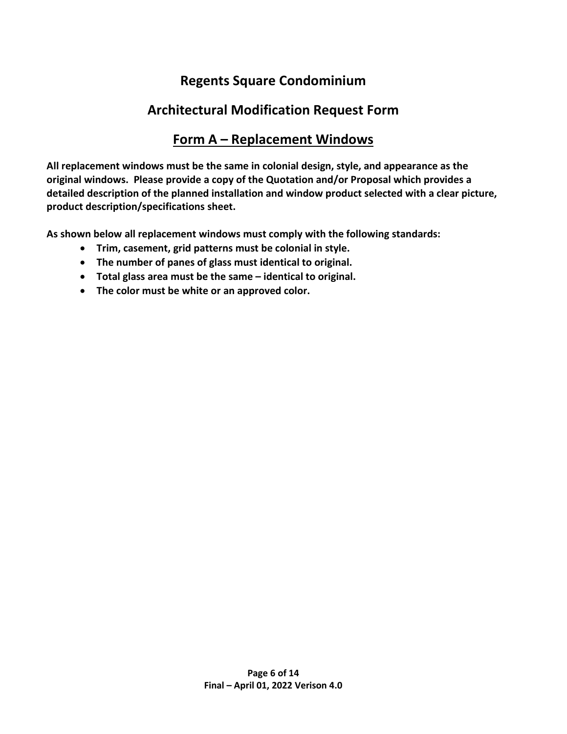# Regents Square Condominium

## Architectural Modification Request Form

## Form A – Replacement Windows

**All replacement windows must be the same in colonial design, style, and appearance as the original windows. Please provide a copy of the Quotation and/or Proposal which provides a detailed description of the planned installation and window product selected with a clear picture, product description/specifications sheet.**

**As shown below all replacement windows must comply with the following standards:**

- **Trim, casement, grid patterns must be colonial in style.**
- **The number of panes of glass must identical to original.**
- **Total glass area must be the same – identical to original.**
- **The color must be white or an approved color.**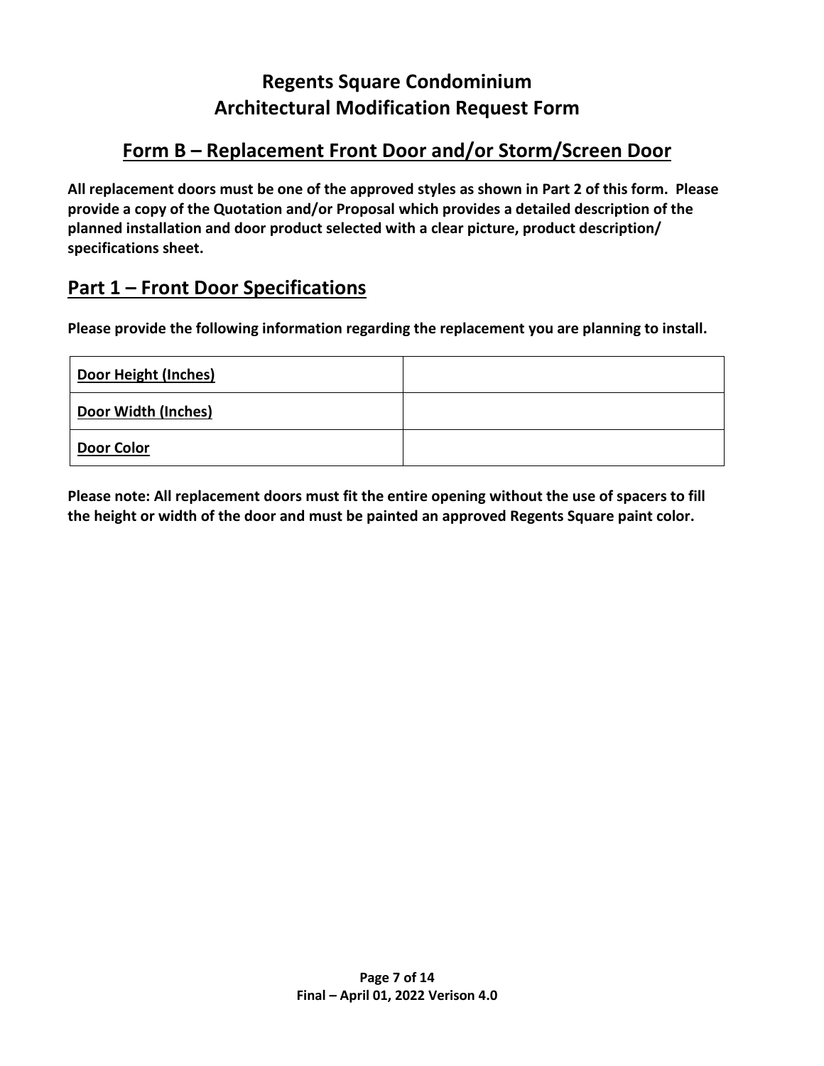# Regents Square Condominium
# Architectural Modification Request Form

## Form B – Replacement Front Door and/or Storm/Screen Door

**All replacement doors must be one of the approved styles as shown in Part 2 of this form. Please provide a copy of the Quotation and/or Proposal which provides a detailed description of the planned installation and door product selected with a clear picture, product description/ specifications sheet.**

## Part 1 – Front Door Specifications

**Please provide the following information regarding the replacement you are planning to install.**

| | |
|---|---|
| **Door Height (Inches)** | |
| **Door Width (Inches)** | |
| **Door Color** | |

**Please note: All replacement doors must fit the entire opening without the use of spacers to fill the height or width of the door and must be painted an approved Regents Square paint color.**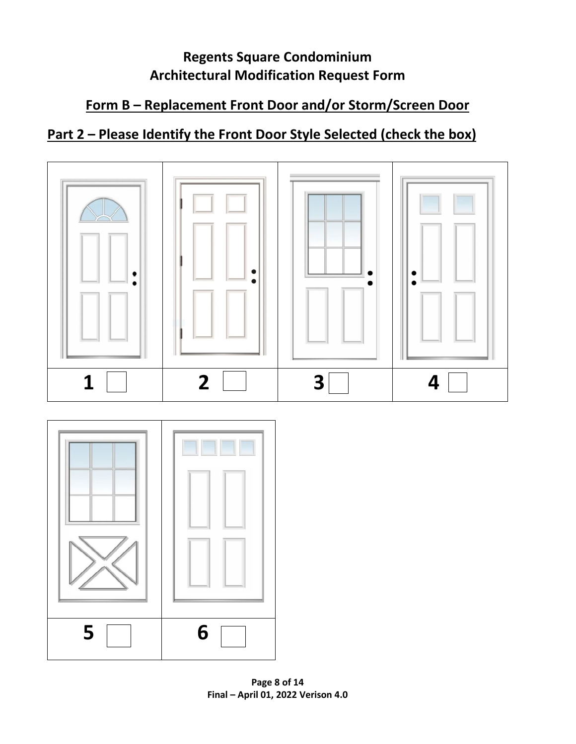# Regents Square Condominium
# Architectural Modification Request Form

## Form B – Replacement Front Door and/or Storm/Screen Door

## Part 2 – Please Identify the Front Door Style Selected (check the box)

| | | | |
|---|---|---|---|
| 1 ☐ | 2 ☐ | 3 ☐ | 4 ☐ |

| | |
|---|---|
| 5 ☐ | 6 ☐ |

Final – April 01, 2022 Verison 4.0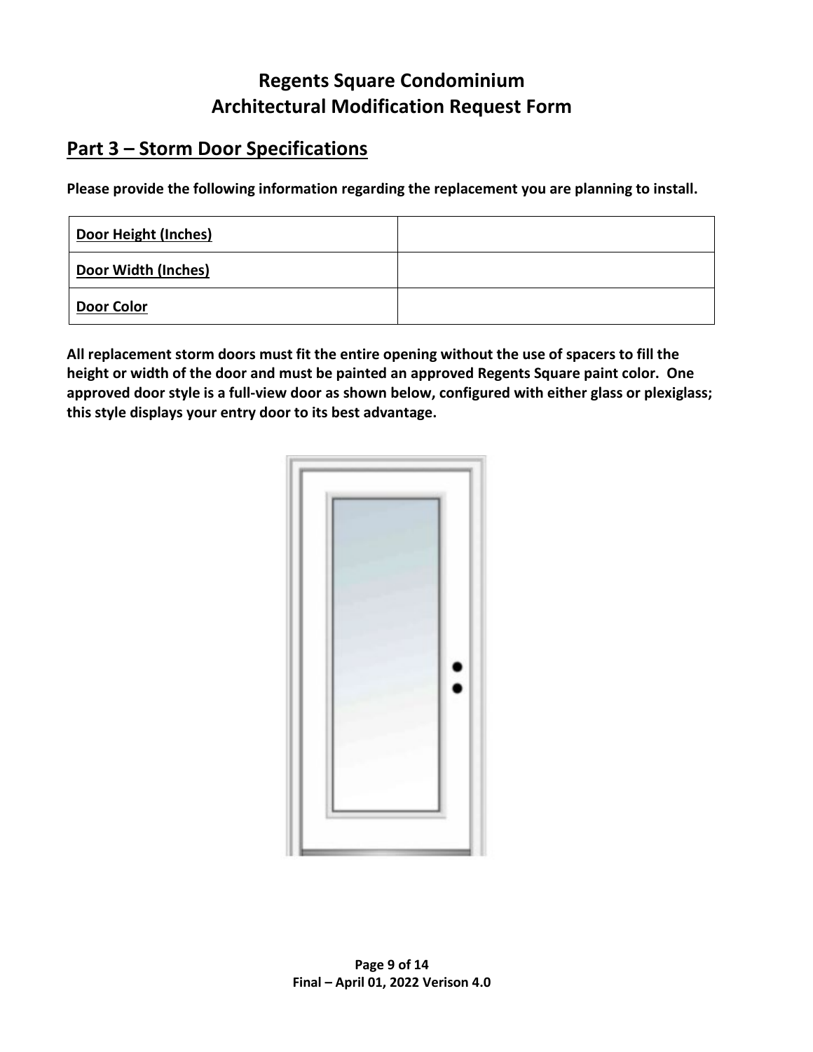# Regents Square Condominium
# Architectural Modification Request Form

## Part 3 – Storm Door Specifications

**Please provide the following information regarding the replacement you are planning to install.**

| **Door Height (Inches)** | |
|---|---|
| **Door Width (Inches)** | |
| **Door Color** | |

**All replacement storm doors must fit the entire opening without the use of spacers to fill the height or width of the door and must be painted an approved Regents Square paint color. One approved door style is a full-view door as shown below, configured with either glass or plexiglass; this style displays your entry door to its best advantage.**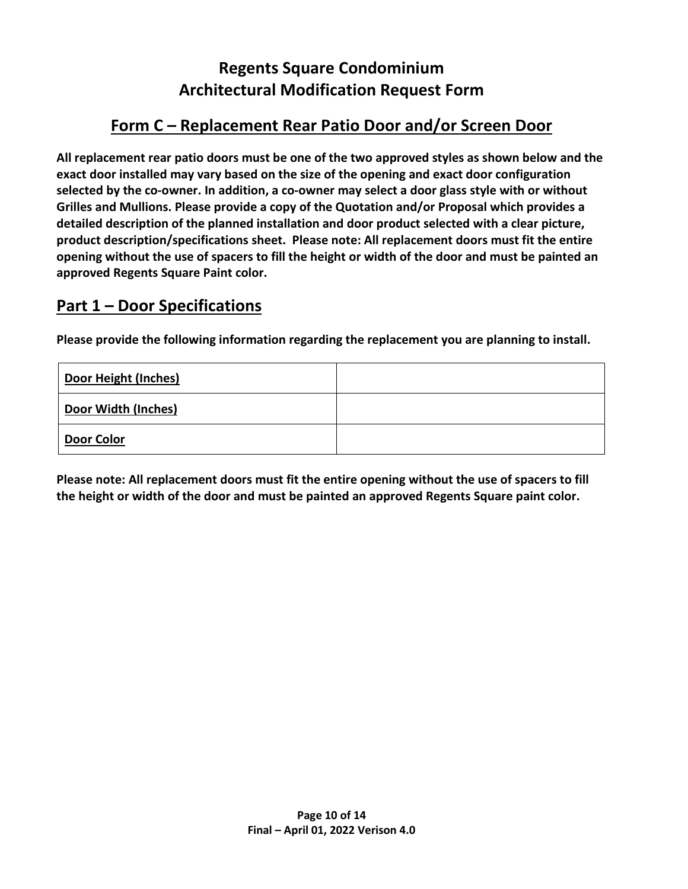# Regents Square Condominium
# Architectural Modification Request Form

## Form C – Replacement Rear Patio Door and/or Screen Door

**All replacement rear patio doors must be one of the two approved styles as shown below and the exact door installed may vary based on the size of the opening and exact door configuration selected by the co-owner. In addition, a co-owner may select a door glass style with or without Grilles and Mullions. Please provide a copy of the Quotation and/or Proposal which provides a detailed description of the planned installation and door product selected with a clear picture, product description/specifications sheet. Please note: All replacement doors must fit the entire opening without the use of spacers to fill the height or width of the door and must be painted an approved Regents Square Paint color.**

## Part 1 – Door Specifications

**Please provide the following information regarding the replacement you are planning to install.**

| Door Height (Inches) | |
|---|---|
| Door Width (Inches) | |
| Door Color | |

**Please note: All replacement doors must fit the entire opening without the use of spacers to fill the height or width of the door and must be painted an approved Regents Square paint color.**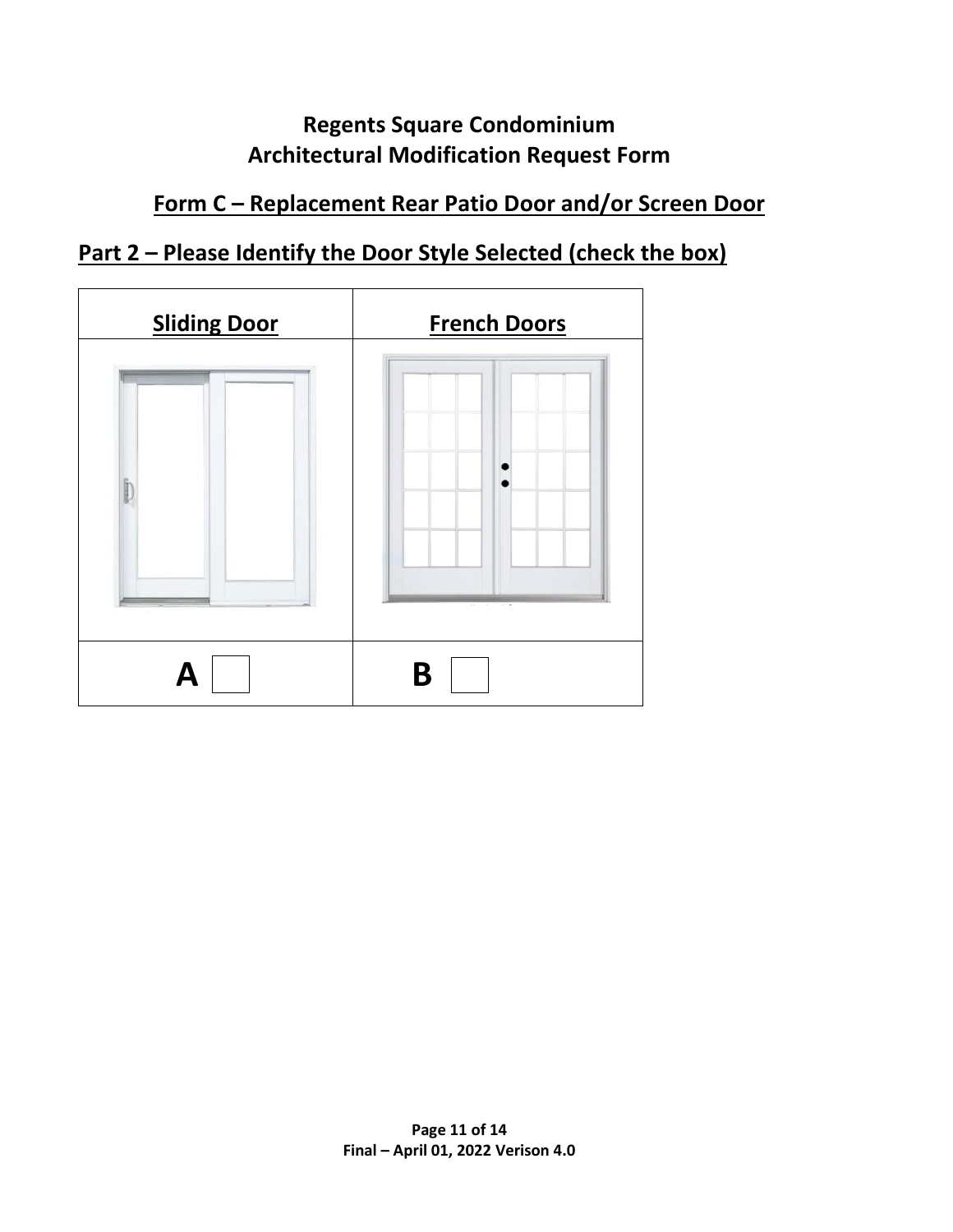## Regents Square Condominium
## Architectural Modification Request Form

### Form C – Replacement Rear Patio Door and/or Screen Door

### Part 2 – Please Identify the Door Style Selected (check the box)

| Sliding Door | French Doors |
|---|---|
| | |
| A ☐ | B ☐ |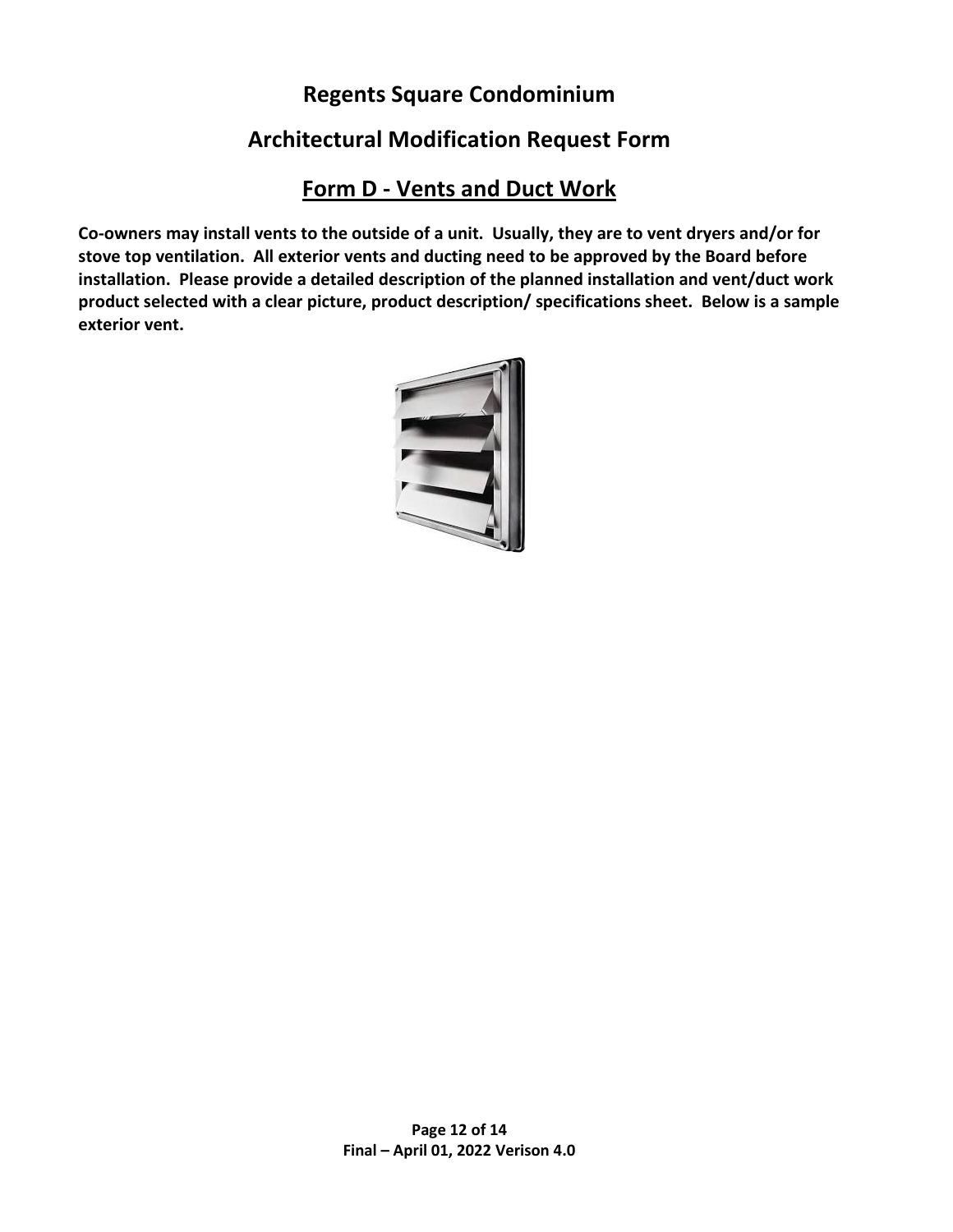# Regents Square Condominium

## Architectural Modification Request Form

## Form D - Vents and Duct Work

**Co-owners may install vents to the outside of a unit. Usually, they are to vent dryers and/or for stove top ventilation. All exterior vents and ducting need to be approved by the Board before installation. Please provide a detailed description of the planned installation and vent/duct work product selected with a clear picture, product description/ specifications sheet. Below is a sample exterior vent.**

**Final – April 01, 2022 Verison 4.0**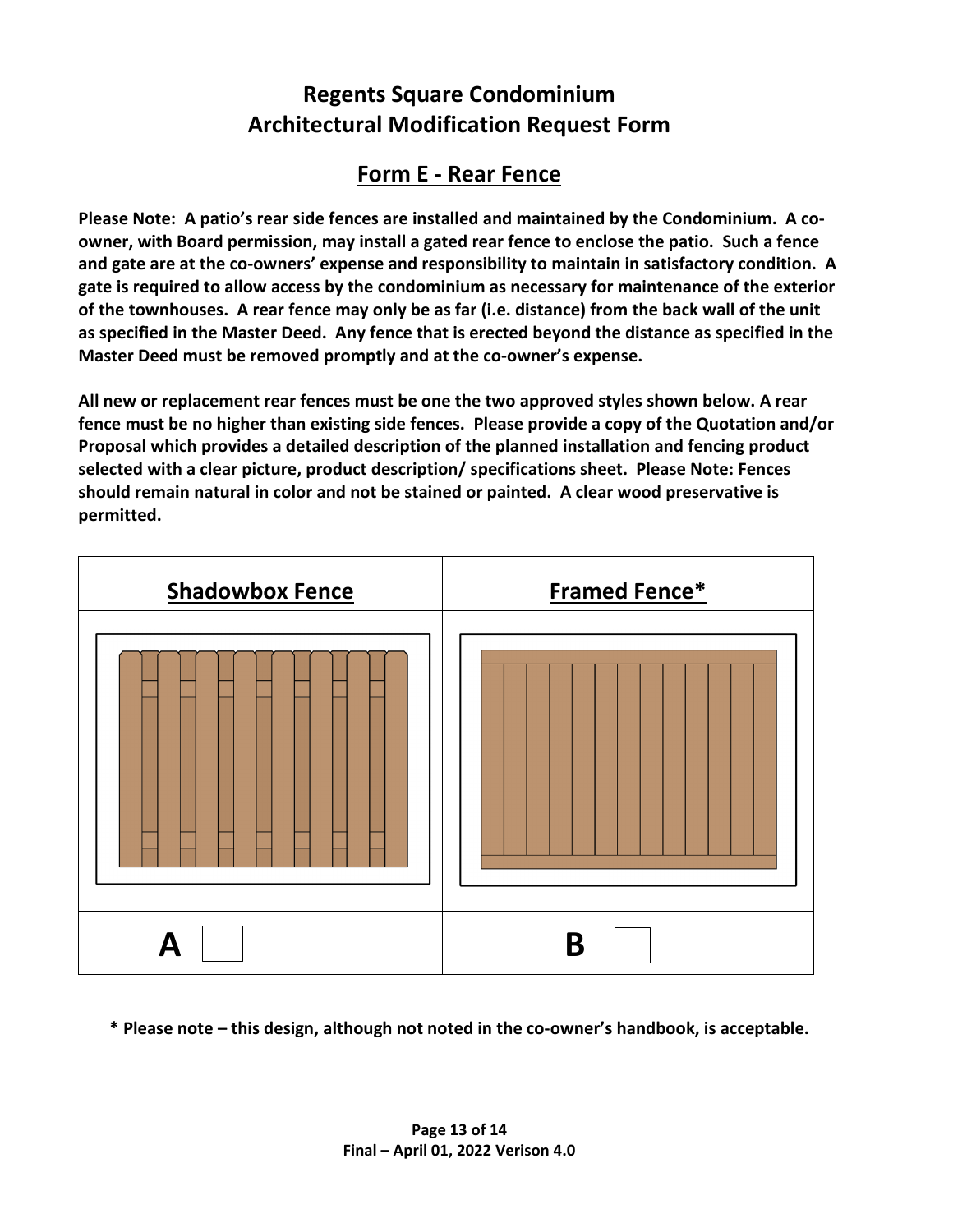# Regents Square Condominium
# Architectural Modification Request Form

## Form E - Rear Fence

**Please Note: A patio's rear side fences are installed and maintained by the Condominium. A co-owner, with Board permission, may install a gated rear fence to enclose the patio. Such a fence and gate are at the co-owners' expense and responsibility to maintain in satisfactory condition. A gate is required to allow access by the condominium as necessary for maintenance of the exterior of the townhouses. A rear fence may only be as far (i.e. distance) from the back wall of the unit as specified in the Master Deed. Any fence that is erected beyond the distance as specified in the Master Deed must be removed promptly and at the co-owner's expense.**

**All new or replacement rear fences must be one the two approved styles shown below. A rear fence must be no higher than existing side fences. Please provide a copy of the Quotation and/or Proposal which provides a detailed description of the planned installation and fencing product selected with a clear picture, product description/ specifications sheet. Please Note: Fences should remain natural in color and not be stained or painted. A clear wood preservative is permitted.**

| Shadowbox Fence | Framed Fence* |
| --- | --- |
| | |
| **A** ☐ | **B** ☐ |

**\* Please note – this design, although not noted in the co-owner's handbook, is acceptable.**

**Final – April 01, 2022 Verison 4.0**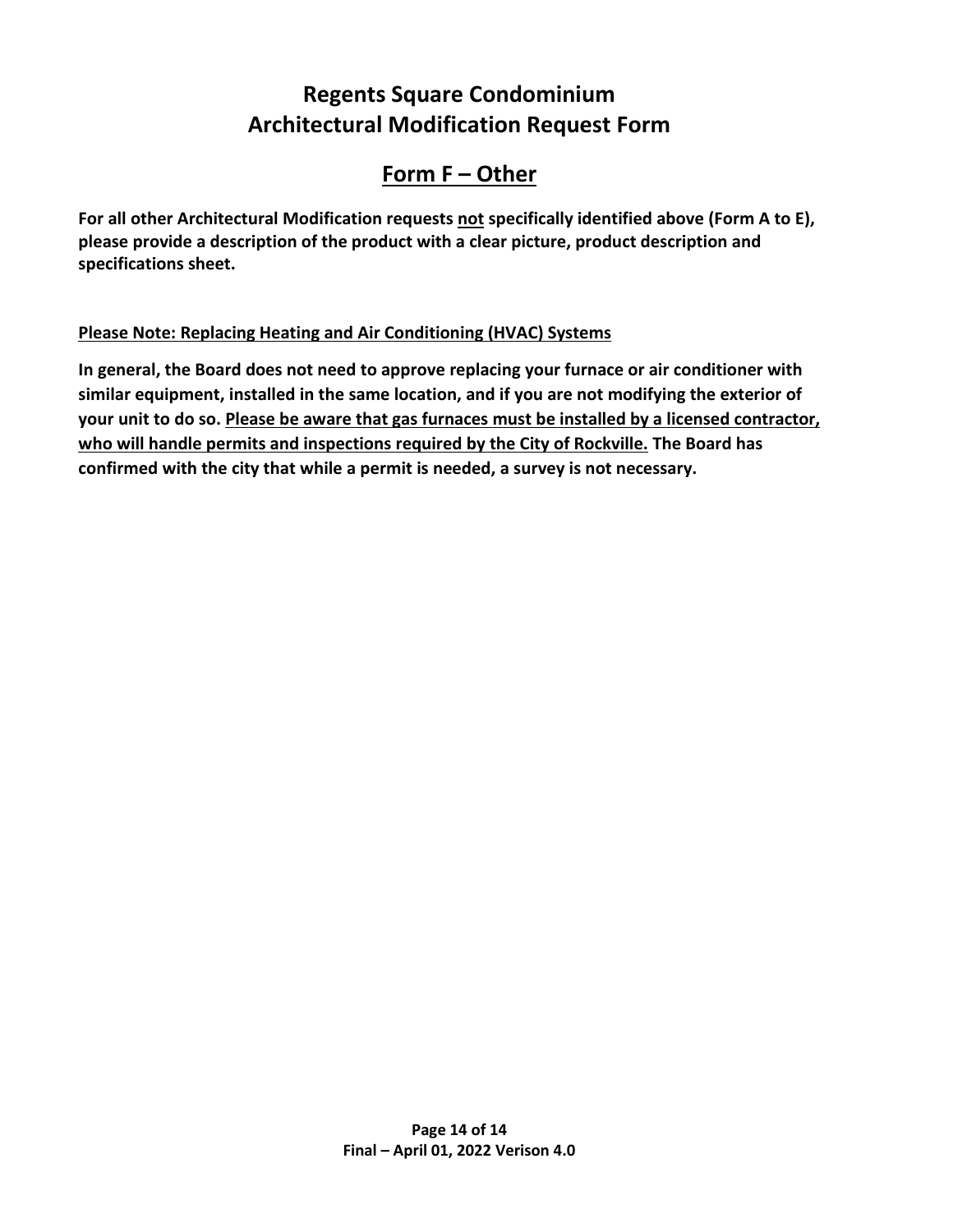# Regents Square Condominium
# Architectural Modification Request Form

## Form F – Other

**For all other Architectural Modification requests not specifically identified above (Form A to E), please provide a description of the product with a clear picture, product description and specifications sheet.**

**Please Note: Replacing Heating and Air Conditioning (HVAC) Systems**

**In general, the Board does not need to approve replacing your furnace or air conditioner with similar equipment, installed in the same location, and if you are not modifying the exterior of your unit to do so. Please be aware that gas furnaces must be installed by a licensed contractor, who will handle permits and inspections required by the City of Rockville. The Board has confirmed with the city that while a permit is needed, a survey is not necessary.**